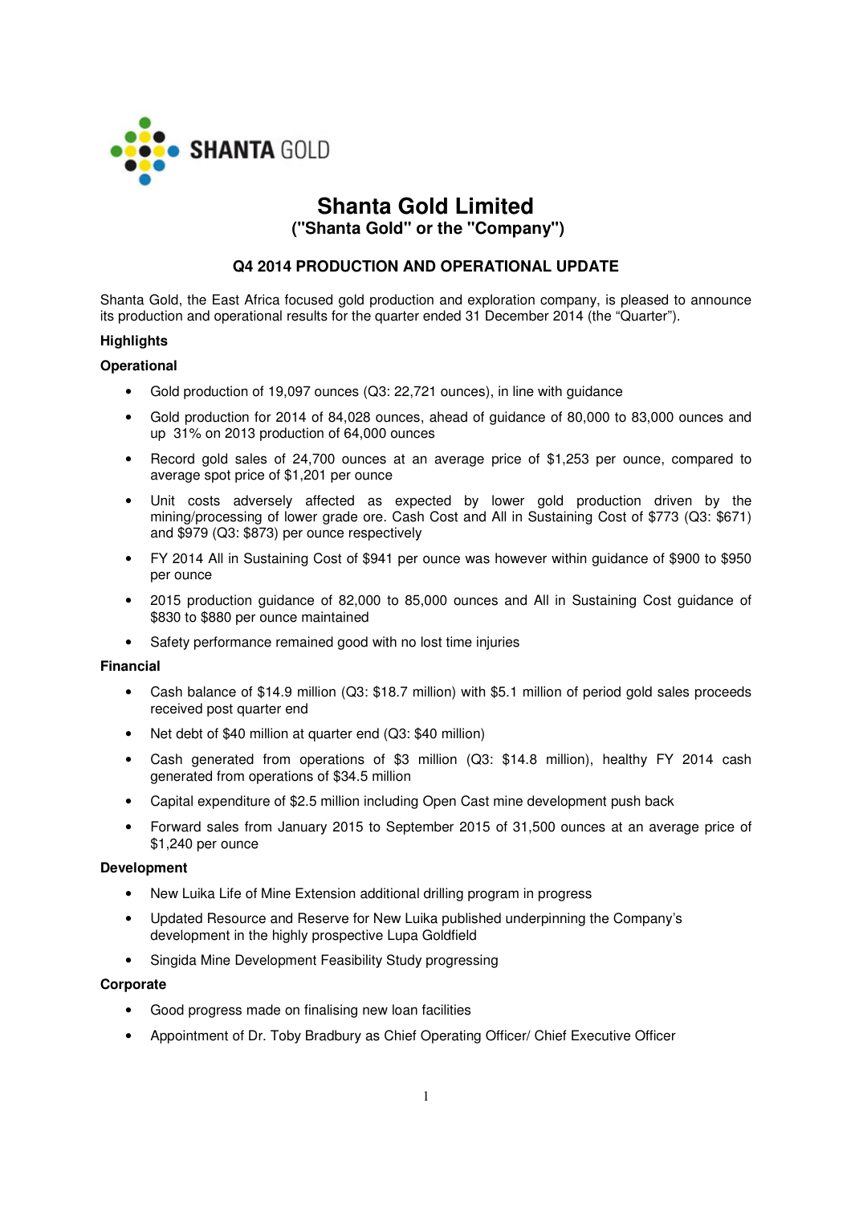SHANTA GOLD

# Shanta Gold Limited
## ("Shanta Gold" or the "Company")

### Q4 2014 PRODUCTION AND OPERATIONAL UPDATE

Shanta Gold, the East Africa focused gold production and exploration company, is pleased to announce its production and operational results for the quarter ended 31 December 2014 (the "Quarter").

**Highlights**

**Operational**

- Gold production of 19,097 ounces (Q3: 22,721 ounces), in line with guidance
- Gold production for 2014 of 84,028 ounces, ahead of guidance of 80,000 to 83,000 ounces and up 31% on 2013 production of 64,000 ounces
- Record gold sales of 24,700 ounces at an average price of $1,253 per ounce, compared to average spot price of $1,201 per ounce
- Unit costs adversely affected as expected by lower gold production driven by the mining/processing of lower grade ore. Cash Cost and All in Sustaining Cost of $773 (Q3: $671) and $979 (Q3: $873) per ounce respectively
- FY 2014 All in Sustaining Cost of $941 per ounce was however within guidance of $900 to $950 per ounce
- 2015 production guidance of 82,000 to 85,000 ounces and All in Sustaining Cost guidance of $830 to $880 per ounce maintained
- Safety performance remained good with no lost time injuries

**Financial**

- Cash balance of $14.9 million (Q3: $18.7 million) with $5.1 million of period gold sales proceeds received post quarter end
- Net debt of $40 million at quarter end (Q3: $40 million)
- Cash generated from operations of $3 million (Q3: $14.8 million), healthy FY 2014 cash generated from operations of $34.5 million
- Capital expenditure of $2.5 million including Open Cast mine development push back
- Forward sales from January 2015 to September 2015 of 31,500 ounces at an average price of $1,240 per ounce

**Development**

- New Luika Life of Mine Extension additional drilling program in progress
- Updated Resource and Reserve for New Luika published underpinning the Company's development in the highly prospective Lupa Goldfield
- Singida Mine Development Feasibility Study progressing

**Corporate**

- Good progress made on finalising new loan facilities
- Appointment of Dr. Toby Bradbury as Chief Operating Officer/ Chief Executive Officer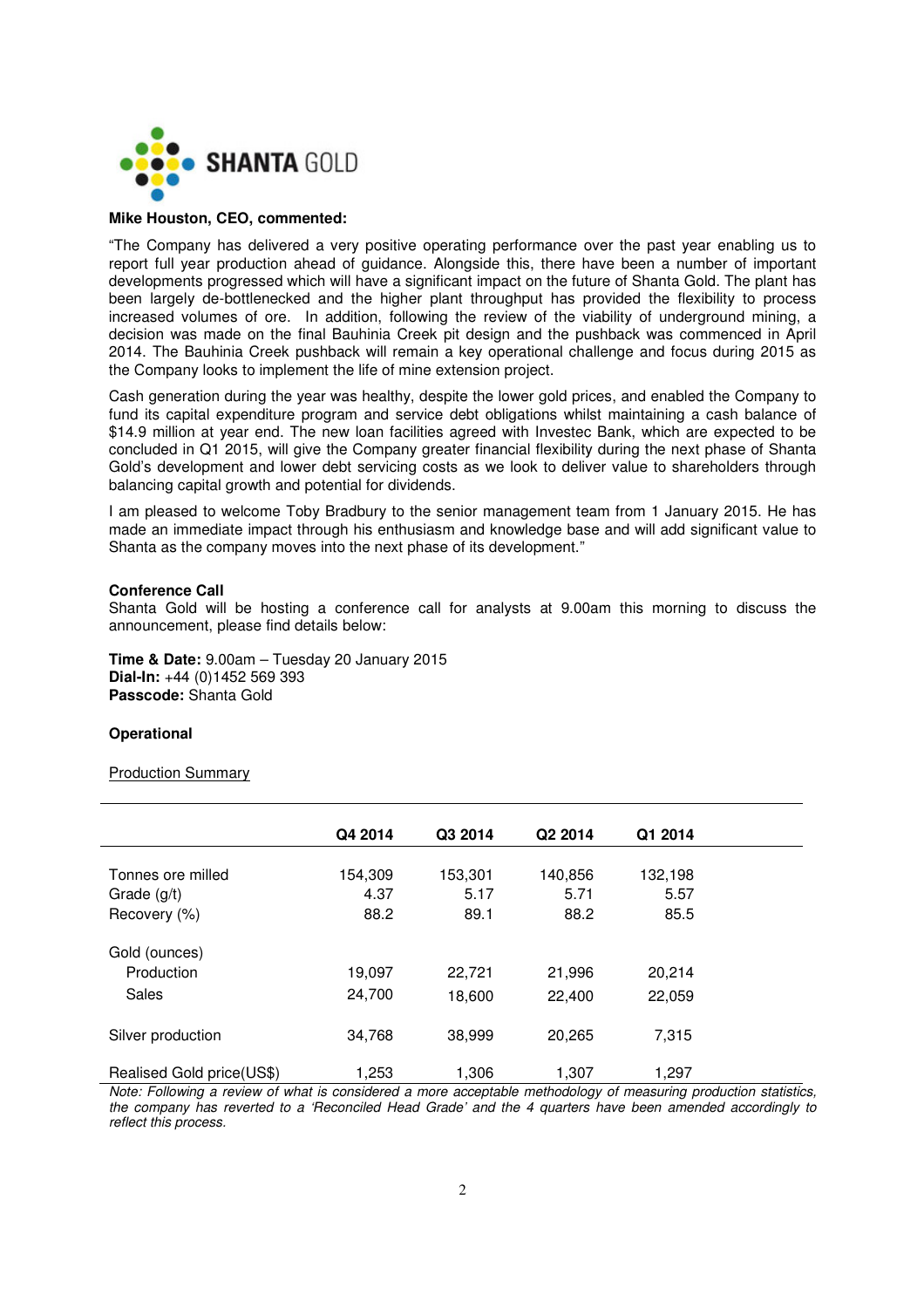**Mike Houston, CEO, commented:**

"The Company has delivered a very positive operating performance over the past year enabling us to report full year production ahead of guidance. Alongside this, there have been a number of important developments progressed which will have a significant impact on the future of Shanta Gold. The plant has been largely de-bottlenecked and the higher plant throughput has provided the flexibility to process increased volumes of ore. In addition, following the review of the viability of underground mining, a decision was made on the final Bauhinia Creek pit design and the pushback was commenced in April 2014. The Bauhinia Creek pushback will remain a key operational challenge and focus during 2015 as the Company looks to implement the life of mine extension project.

Cash generation during the year was healthy, despite the lower gold prices, and enabled the Company to fund its capital expenditure program and service debt obligations whilst maintaining a cash balance of $14.9 million at year end. The new loan facilities agreed with Investec Bank, which are expected to be concluded in Q1 2015, will give the Company greater financial flexibility during the next phase of Shanta Gold's development and lower debt servicing costs as we look to deliver value to shareholders through balancing capital growth and potential for dividends.

I am pleased to welcome Toby Bradbury to the senior management team from 1 January 2015. He has made an immediate impact through his enthusiasm and knowledge base and will add significant value to Shanta as the company moves into the next phase of its development."

**Conference Call**
Shanta Gold will be hosting a conference call for analysts at 9.00am this morning to discuss the announcement, please find details below:

**Time & Date:** 9.00am – Tuesday 20 January 2015
**Dial-In:** +44 (0)1452 569 393
**Passcode:** Shanta Gold

**Operational**

Production Summary

| | Q4 2014 | Q3 2014 | Q2 2014 | Q1 2014 |
|---|---|---|---|---|
| Tonnes ore milled | 154,309 | 153,301 | 140,856 | 132,198 |
| Grade (g/t) | 4.37 | 5.17 | 5.71 | 5.57 |
| Recovery (%) | 88.2 | 89.1 | 88.2 | 85.5 |
| Gold (ounces) | | | | |
| Production | 19,097 | 22,721 | 21,996 | 20,214 |
| Sales | 24,700 | 18,600 | 22,400 | 22,059 |
| Silver production | 34,768 | 38,999 | 20,265 | 7,315 |
| Realised Gold price(US$) | 1,253 | 1,306 | 1,307 | 1,297 |

*Note: Following a review of what is considered a more acceptable methodology of measuring production statistics, the company has reverted to a 'Reconciled Head Grade' and the 4 quarters have been amended accordingly to reflect this process.*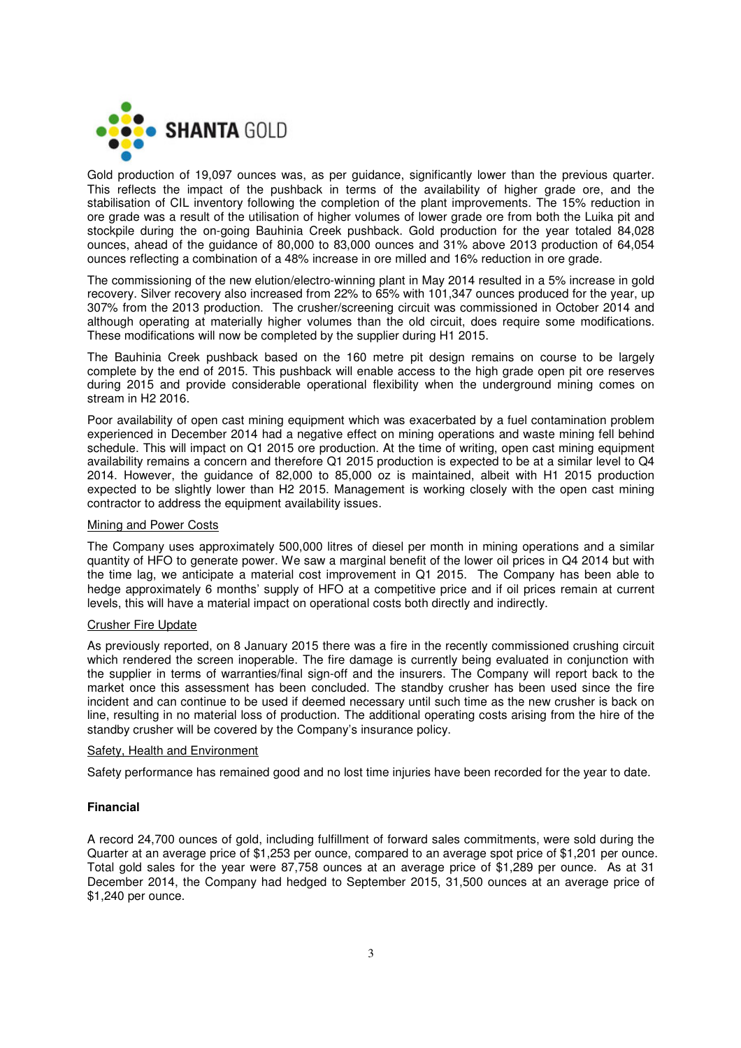Gold production of 19,097 ounces was, as per guidance, significantly lower than the previous quarter. This reflects the impact of the pushback in terms of the availability of higher grade ore, and the stabilisation of CIL inventory following the completion of the plant improvements. The 15% reduction in ore grade was a result of the utilisation of higher volumes of lower grade ore from both the Luika pit and stockpile during the on-going Bauhinia Creek pushback. Gold production for the year totaled 84,028 ounces, ahead of the guidance of 80,000 to 83,000 ounces and 31% above 2013 production of 64,054 ounces reflecting a combination of a 48% increase in ore milled and 16% reduction in ore grade.

The commissioning of the new elution/electro-winning plant in May 2014 resulted in a 5% increase in gold recovery. Silver recovery also increased from 22% to 65% with 101,347 ounces produced for the year, up 307% from the 2013 production. The crusher/screening circuit was commissioned in October 2014 and although operating at materially higher volumes than the old circuit, does require some modifications. These modifications will now be completed by the supplier during H1 2015.

The Bauhinia Creek pushback based on the 160 metre pit design remains on course to be largely complete by the end of 2015. This pushback will enable access to the high grade open pit ore reserves during 2015 and provide considerable operational flexibility when the underground mining comes on stream in H2 2016.

Poor availability of open cast mining equipment which was exacerbated by a fuel contamination problem experienced in December 2014 had a negative effect on mining operations and waste mining fell behind schedule. This will impact on Q1 2015 ore production. At the time of writing, open cast mining equipment availability remains a concern and therefore Q1 2015 production is expected to be at a similar level to Q4 2014. However, the guidance of 82,000 to 85,000 oz is maintained, albeit with H1 2015 production expected to be slightly lower than H2 2015. Management is working closely with the open cast mining contractor to address the equipment availability issues.

Mining and Power Costs

The Company uses approximately 500,000 litres of diesel per month in mining operations and a similar quantity of HFO to generate power. We saw a marginal benefit of the lower oil prices in Q4 2014 but with the time lag, we anticipate a material cost improvement in Q1 2015. The Company has been able to hedge approximately 6 months' supply of HFO at a competitive price and if oil prices remain at current levels, this will have a material impact on operational costs both directly and indirectly.

Crusher Fire Update

As previously reported, on 8 January 2015 there was a fire in the recently commissioned crushing circuit which rendered the screen inoperable. The fire damage is currently being evaluated in conjunction with the supplier in terms of warranties/final sign-off and the insurers. The Company will report back to the market once this assessment has been concluded. The standby crusher has been used since the fire incident and can continue to be used if deemed necessary until such time as the new crusher is back on line, resulting in no material loss of production. The additional operating costs arising from the hire of the standby crusher will be covered by the Company's insurance policy.

Safety, Health and Environment

Safety performance has remained good and no lost time injuries have been recorded for the year to date.

**Financial**

A record 24,700 ounces of gold, including fulfillment of forward sales commitments, were sold during the Quarter at an average price of $1,253 per ounce, compared to an average spot price of $1,201 per ounce. Total gold sales for the year were 87,758 ounces at an average price of $1,289 per ounce. As at 31 December 2014, the Company had hedged to September 2015, 31,500 ounces at an average price of $1,240 per ounce.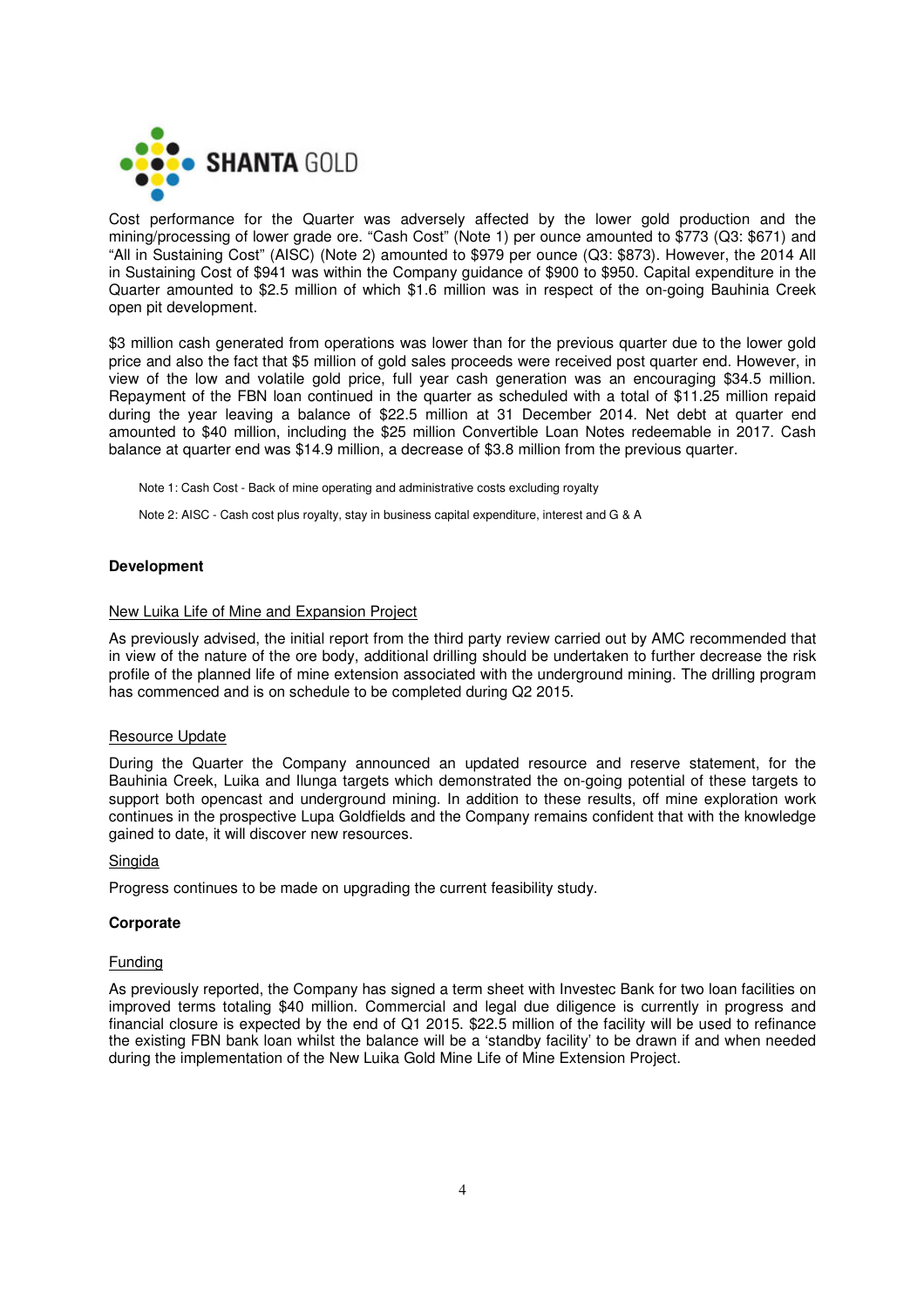Cost performance for the Quarter was adversely affected by the lower gold production and the mining/processing of lower grade ore. "Cash Cost" (Note 1) per ounce amounted to $773 (Q3: $671) and "All in Sustaining Cost" (AISC) (Note 2) amounted to $979 per ounce (Q3: $873). However, the 2014 All in Sustaining Cost of $941 was within the Company guidance of $900 to $950. Capital expenditure in the Quarter amounted to $2.5 million of which $1.6 million was in respect of the on-going Bauhinia Creek open pit development.

$3 million cash generated from operations was lower than for the previous quarter due to the lower gold price and also the fact that $5 million of gold sales proceeds were received post quarter end. However, in view of the low and volatile gold price, full year cash generation was an encouraging $34.5 million. Repayment of the FBN loan continued in the quarter as scheduled with a total of $11.25 million repaid during the year leaving a balance of $22.5 million at 31 December 2014. Net debt at quarter end amounted to $40 million, including the $25 million Convertible Loan Notes redeemable in 2017. Cash balance at quarter end was $14.9 million, a decrease of $3.8 million from the previous quarter.

Note 1: Cash Cost - Back of mine operating and administrative costs excluding royalty

Note 2: AISC - Cash cost plus royalty, stay in business capital expenditure, interest and G & A

## Development

### New Luika Life of Mine and Expansion Project

As previously advised, the initial report from the third party review carried out by AMC recommended that in view of the nature of the ore body, additional drilling should be undertaken to further decrease the risk profile of the planned life of mine extension associated with the underground mining. The drilling program has commenced and is on schedule to be completed during Q2 2015.

### Resource Update

During the Quarter the Company announced an updated resource and reserve statement, for the Bauhinia Creek, Luika and Ilunga targets which demonstrated the on-going potential of these targets to support both opencast and underground mining. In addition to these results, off mine exploration work continues in the prospective Lupa Goldfields and the Company remains confident that with the knowledge gained to date, it will discover new resources.

### Singida

Progress continues to be made on upgrading the current feasibility study.

## Corporate

### Funding

As previously reported, the Company has signed a term sheet with Investec Bank for two loan facilities on improved terms totaling $40 million. Commercial and legal due diligence is currently in progress and financial closure is expected by the end of Q1 2015. $22.5 million of the facility will be used to refinance the existing FBN bank loan whilst the balance will be a 'standby facility' to be drawn if and when needed during the implementation of the New Luika Gold Mine Life of Mine Extension Project.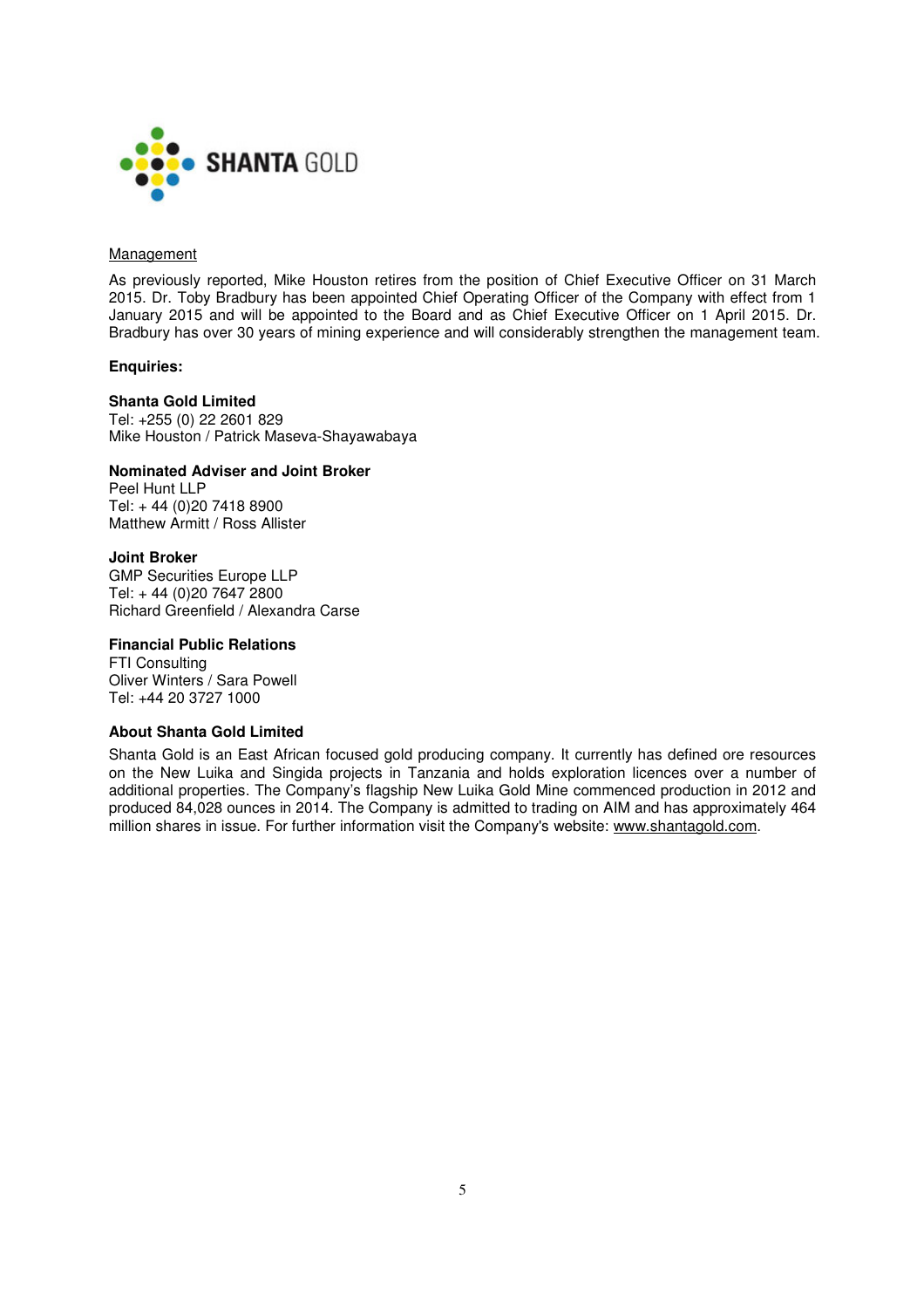SHANTA GOLD

Management

As previously reported, Mike Houston retires from the position of Chief Executive Officer on 31 March 2015. Dr. Toby Bradbury has been appointed Chief Operating Officer of the Company with effect from 1 January 2015 and will be appointed to the Board and as Chief Executive Officer on 1 April 2015. Dr. Bradbury has over 30 years of mining experience and will considerably strengthen the management team.

**Enquiries:**

**Shanta Gold Limited**
Tel: +255 (0) 22 2601 829
Mike Houston / Patrick Maseva-Shayawabaya

**Nominated Adviser and Joint Broker**
Peel Hunt LLP
Tel: + 44 (0)20 7418 8900
Matthew Armitt / Ross Allister

**Joint Broker**
GMP Securities Europe LLP
Tel: + 44 (0)20 7647 2800
Richard Greenfield / Alexandra Carse

**Financial Public Relations**
FTI Consulting
Oliver Winters / Sara Powell
Tel: +44 20 3727 1000

**About Shanta Gold Limited**

Shanta Gold is an East African focused gold producing company. It currently has defined ore resources on the New Luika and Singida projects in Tanzania and holds exploration licences over a number of additional properties. The Company's flagship New Luika Gold Mine commenced production in 2012 and produced 84,028 ounces in 2014. The Company is admitted to trading on AIM and has approximately 464 million shares in issue. For further information visit the Company's website: www.shantagold.com.